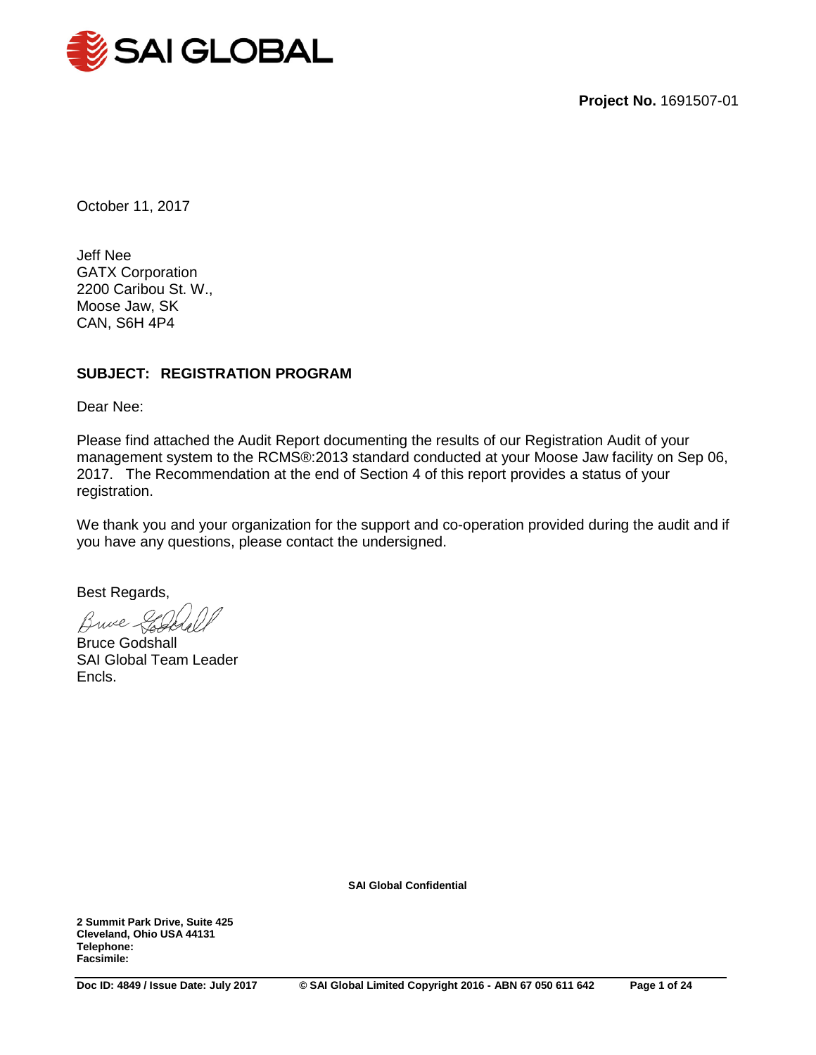SAI GLOBAL

**Project No.** 1691507-01

October 11, 2017

Jeff Nee
GATX Corporation
2200 Caribou St. W.,
Moose Jaw, SK
CAN, S6H 4P4

**SUBJECT: REGISTRATION PROGRAM**

Dear Nee:

Please find attached the Audit Report documenting the results of our Registration Audit of your management system to the RCMS®:2013 standard conducted at your Moose Jaw facility on Sep 06, 2017. The Recommendation at the end of Section 4 of this report provides a status of your registration.

We thank you and your organization for the support and co-operation provided during the audit and if you have any questions, please contact the undersigned.

Best Regards,

Bruce Godshall
SAI Global Team Leader
Encls.

**SAI Global Confidential**

**2 Summit Park Drive, Suite 425**
**Cleveland, Ohio USA 44131**
**Telephone:**
**Facsimile:**

**Doc ID: 4849 / Issue Date: July 2017** **© SAI Global Limited Copyright 2016 - ABN 67 050 611 642**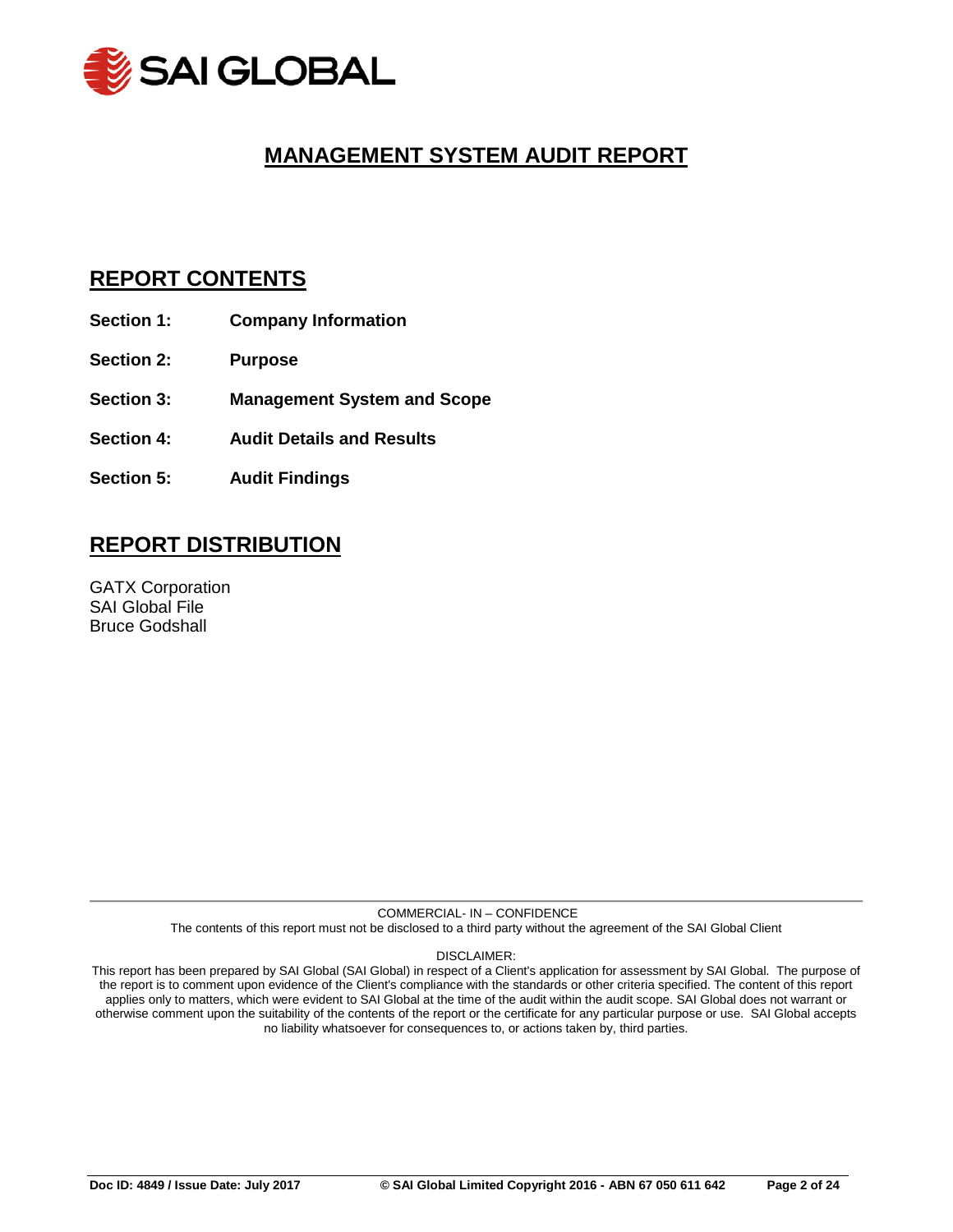# MANAGEMENT SYSTEM AUDIT REPORT

## REPORT CONTENTS

**Section 1:** **Company Information**

**Section 2:** **Purpose**

**Section 3:** **Management System and Scope**

**Section 4:** **Audit Details and Results**

**Section 5:** **Audit Findings**

## REPORT DISTRIBUTION

GATX Corporation
SAI Global File
Bruce Godshall

COMMERCIAL- IN – CONFIDENCE

The contents of this report must not be disclosed to a third party without the agreement of the SAI Global Client

DISCLAIMER:

This report has been prepared by SAI Global (SAI Global) in respect of a Client's application for assessment by SAI Global. The purpose of the report is to comment upon evidence of the Client's compliance with the standards or other criteria specified. The content of this report applies only to matters, which were evident to SAI Global at the time of the audit within the audit scope. SAI Global does not warrant or otherwise comment upon the suitability of the contents of the report or the certificate for any particular purpose or use. SAI Global accepts no liability whatsoever for consequences to, or actions taken by, third parties.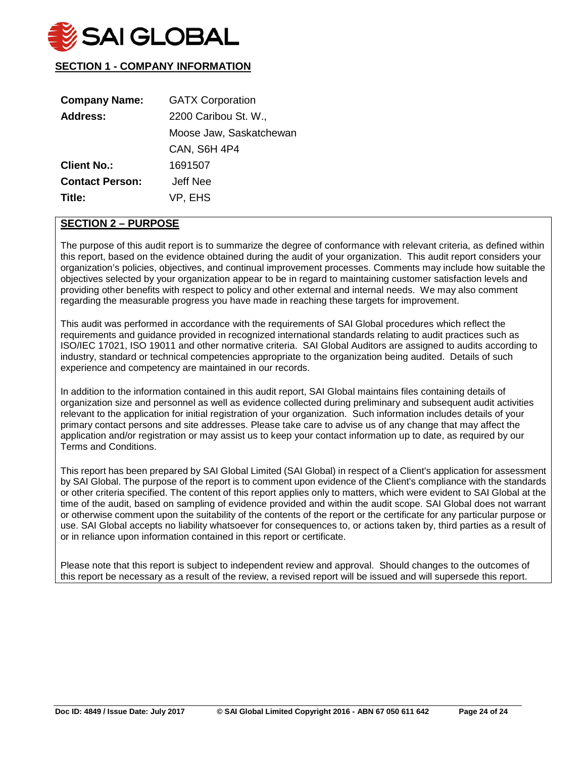## SECTION 1 - COMPANY INFORMATION

| | |
|---|---|
| **Company Name:** | GATX Corporation |
| **Address:** | 2200 Caribou St. W., |
| | Moose Jaw, Saskatchewan |
| | CAN, S6H 4P4 |
| **Client No.:** | 1691507 |
| **Contact Person:** | Jeff Nee |
| **Title:** | VP, EHS |

## SECTION 2 – PURPOSE

The purpose of this audit report is to summarize the degree of conformance with relevant criteria, as defined within this report, based on the evidence obtained during the audit of your organization. This audit report considers your organization's policies, objectives, and continual improvement processes. Comments may include how suitable the objectives selected by your organization appear to be in regard to maintaining customer satisfaction levels and providing other benefits with respect to policy and other external and internal needs. We may also comment regarding the measurable progress you have made in reaching these targets for improvement.

This audit was performed in accordance with the requirements of SAI Global procedures which reflect the requirements and guidance provided in recognized international standards relating to audit practices such as ISO/IEC 17021, ISO 19011 and other normative criteria. SAI Global Auditors are assigned to audits according to industry, standard or technical competencies appropriate to the organization being audited. Details of such experience and competency are maintained in our records.

In addition to the information contained in this audit report, SAI Global maintains files containing details of organization size and personnel as well as evidence collected during preliminary and subsequent audit activities relevant to the application for initial registration of your organization. Such information includes details of your primary contact persons and site addresses. Please take care to advise us of any change that may affect the application and/or registration or may assist us to keep your contact information up to date, as required by our Terms and Conditions.

This report has been prepared by SAI Global Limited (SAI Global) in respect of a Client's application for assessment by SAI Global. The purpose of the report is to comment upon evidence of the Client's compliance with the standards or other criteria specified. The content of this report applies only to matters, which were evident to SAI Global at the time of the audit, based on sampling of evidence provided and within the audit scope. SAI Global does not warrant or otherwise comment upon the suitability of the contents of the report or the certificate for any particular purpose or use. SAI Global accepts no liability whatsoever for consequences to, or actions taken by, third parties as a result of or in reliance upon information contained in this report or certificate.

Please note that this report is subject to independent review and approval. Should changes to the outcomes of this report be necessary as a result of the review, a revised report will be issued and will supersede this report.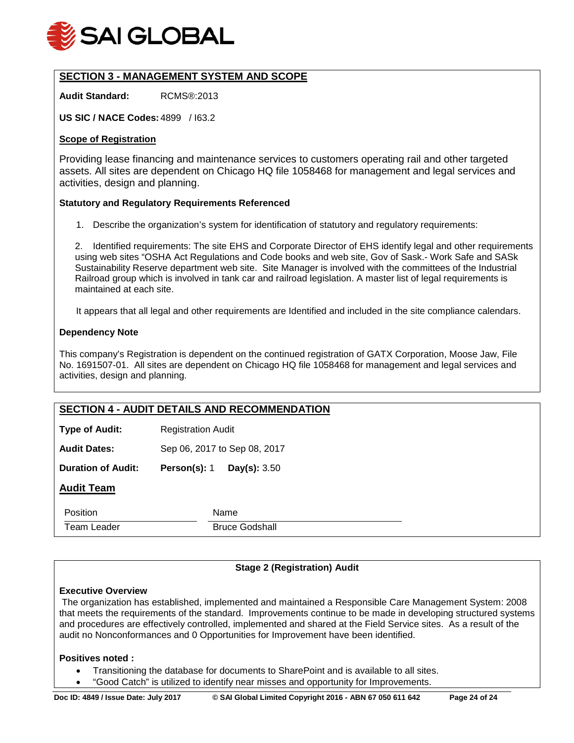## SECTION 3 - MANAGEMENT SYSTEM AND SCOPE

**Audit Standard:** RCMS®:2013

**US SIC / NACE Codes:** 4899 / I63.2

**Scope of Registration**

Providing lease financing and maintenance services to customers operating rail and other targeted assets. All sites are dependent on Chicago HQ file 1058468 for management and legal services and activities, design and planning.

**Statutory and Regulatory Requirements Referenced**

1. Describe the organization's system for identification of statutory and regulatory requirements:

2. Identified requirements: The site EHS and Corporate Director of EHS identify legal and other requirements using web sites "OSHA Act Regulations and Code books and web site, Gov of Sask.- Work Safe and SASk Sustainability Reserve department web site. Site Manager is involved with the committees of the Industrial Railroad group which is involved in tank car and railroad legislation. A master list of legal requirements is maintained at each site.

It appears that all legal and other requirements are Identified and included in the site compliance calendars.

**Dependency Note**

This company's Registration is dependent on the continued registration of GATX Corporation, Moose Jaw, File No. 1691507-01. All sites are dependent on Chicago HQ file 1058468 for management and legal services and activities, design and planning.

## SECTION 4 - AUDIT DETAILS AND RECOMMENDATION

**Type of Audit:** Registration Audit

**Audit Dates:** Sep 06, 2017 to Sep 08, 2017

**Duration of Audit:** **Person(s):** 1 **Day(s):** 3.50

**Audit Team**

| Position | Name |
|---|---|
| Team Leader | Bruce Godshall |

**Stage 2 (Registration) Audit**

**Executive Overview**

The organization has established, implemented and maintained a Responsible Care Management System: 2008 that meets the requirements of the standard. Improvements continue to be made in developing structured systems and procedures are effectively controlled, implemented and shared at the Field Service sites. As a result of the audit no Nonconformances and 0 Opportunities for Improvement have been identified.

**Positives noted :**

- Transitioning the database for documents to SharePoint and is available to all sites.
- "Good Catch" is utilized to identify near misses and opportunity for Improvements.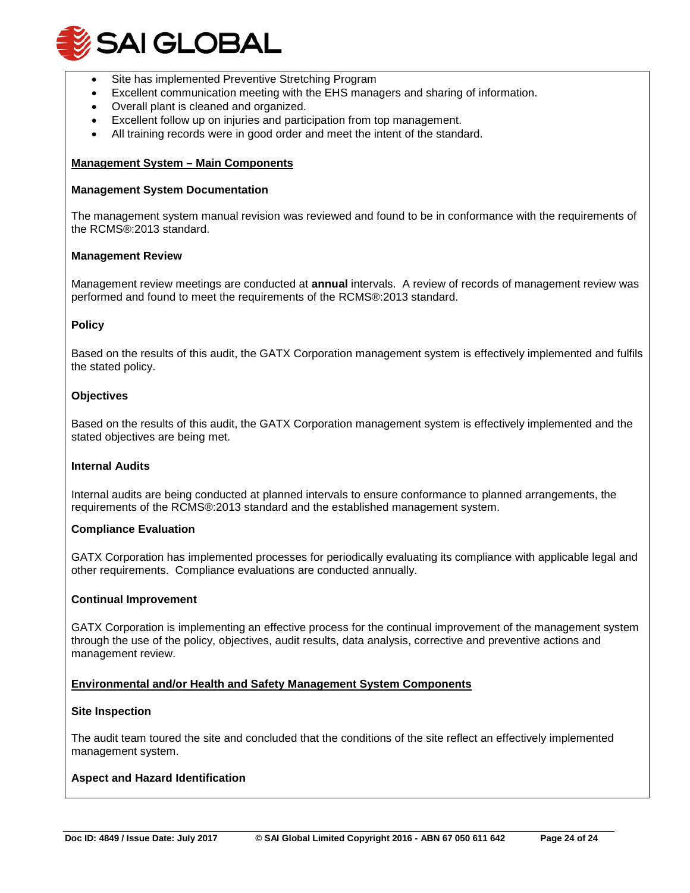- Site has implemented Preventive Stretching Program
- Excellent communication meeting with the EHS managers and sharing of information.
- Overall plant is cleaned and organized.
- Excellent follow up on injuries and participation from top management.
- All training records were in good order and meet the intent of the standard.

## Management System – Main Components

### Management System Documentation

The management system manual revision was reviewed and found to be in conformance with the requirements of the RCMS®:2013 standard.

### Management Review

Management review meetings are conducted at **annual** intervals. A review of records of management review was performed and found to meet the requirements of the RCMS®:2013 standard.

### Policy

Based on the results of this audit, the GATX Corporation management system is effectively implemented and fulfils the stated policy.

### Objectives

Based on the results of this audit, the GATX Corporation management system is effectively implemented and the stated objectives are being met.

### Internal Audits

Internal audits are being conducted at planned intervals to ensure conformance to planned arrangements, the requirements of the RCMS®:2013 standard and the established management system.

### Compliance Evaluation

GATX Corporation has implemented processes for periodically evaluating its compliance with applicable legal and other requirements. Compliance evaluations are conducted annually.

### Continual Improvement

GATX Corporation is implementing an effective process for the continual improvement of the management system through the use of the policy, objectives, audit results, data analysis, corrective and preventive actions and management review.

## Environmental and/or Health and Safety Management System Components

### Site Inspection

The audit team toured the site and concluded that the conditions of the site reflect an effectively implemented management system.

### Aspect and Hazard Identification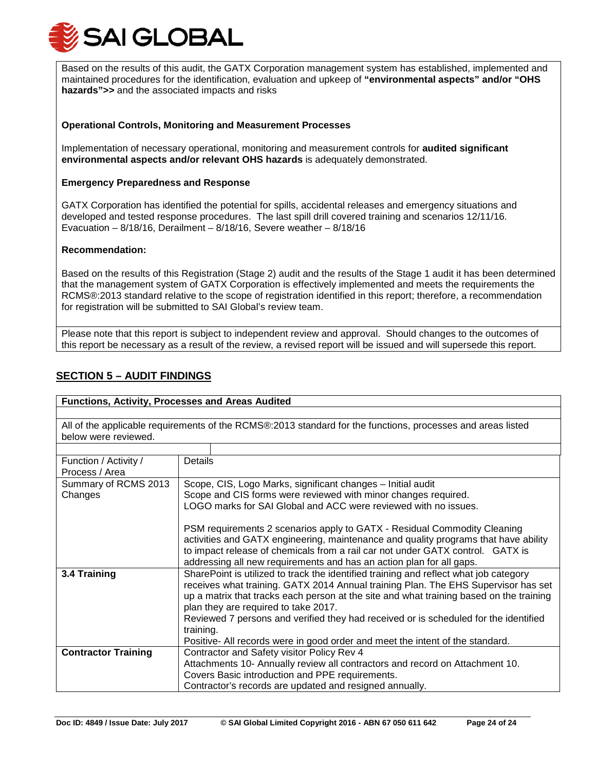Based on the results of this audit, the GATX Corporation management system has established, implemented and maintained procedures for the identification, evaluation and upkeep of **"environmental aspects" and/or "OHS hazards">>** and the associated impacts and risks

**Operational Controls, Monitoring and Measurement Processes**

Implementation of necessary operational, monitoring and measurement controls for **audited significant environmental aspects and/or relevant OHS hazards** is adequately demonstrated.

**Emergency Preparedness and Response**

GATX Corporation has identified the potential for spills, accidental releases and emergency situations and developed and tested response procedures. The last spill drill covered training and scenarios 12/11/16. Evacuation – 8/18/16, Derailment – 8/18/16, Severe weather – 8/18/16

**Recommendation:**

Based on the results of this Registration (Stage 2) audit and the results of the Stage 1 audit it has been determined that the management system of GATX Corporation is effectively implemented and meets the requirements the RCMS®:2013 standard relative to the scope of registration identified in this report; therefore, a recommendation for registration will be submitted to SAI Global's review team.

Please note that this report is subject to independent review and approval. Should changes to the outcomes of this report be necessary as a result of the review, a revised report will be issued and will supersede this report.

## SECTION 5 – AUDIT FINDINGS

**Functions, Activity, Processes and Areas Audited**

All of the applicable requirements of the RCMS®:2013 standard for the functions, processes and areas listed below were reviewed.

| Function / Activity / Process / Area | Details |
|---|---|
| Summary of RCMS 2013 Changes | Scope, CIS, Logo Marks, significant changes – Initial audit<br>Scope and CIS forms were reviewed with minor changes required.<br>LOGO marks for SAI Global and ACC were reviewed with no issues.<br><br>PSM requirements 2 scenarios apply to GATX - Residual Commodity Cleaning activities and GATX engineering, maintenance and quality programs that have ability to impact release of chemicals from a rail car not under GATX control. GATX is addressing all new requirements and has an action plan for all gaps. |
| **3.4 Training** | SharePoint is utilized to track the identified training and reflect what job category receives what training. GATX 2014 Annual training Plan. The EHS Supervisor has set up a matrix that tracks each person at the site and what training based on the training plan they are required to take 2017.<br>Reviewed 7 persons and verified they had received or is scheduled for the identified training.<br>Positive- All records were in good order and meet the intent of the standard. |
| **Contractor Training** | Contractor and Safety visitor Policy Rev 4<br>Attachments 10- Annually review all contractors and record on Attachment 10.<br>Covers Basic introduction and PPE requirements.<br>Contractor's records are updated and resigned annually. |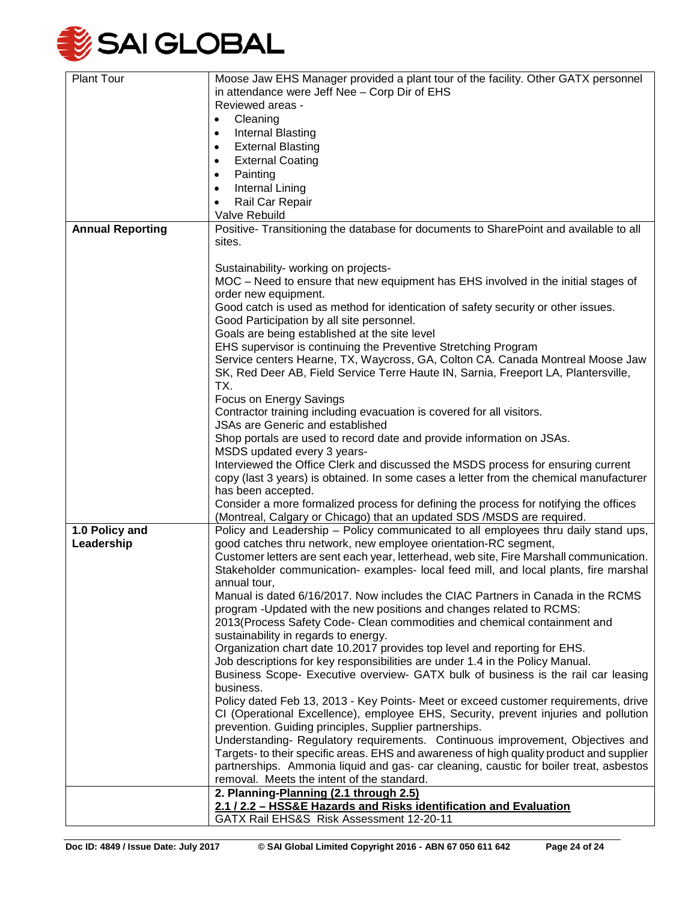| Plant Tour | Moose Jaw EHS Manager provided a plant tour of the facility. Other GATX personnel in attendance were Jeff Nee – Corp Dir of EHS<br>Reviewed areas -<br>• Cleaning<br>• Internal Blasting<br>• External Blasting<br>• External Coating<br>• Painting<br>• Internal Lining<br>• Rail Car Repair<br>Valve Rebuild |
|---|---|
| **Annual Reporting** | Positive- Transitioning the database for documents to SharePoint and available to all sites.<br><br>Sustainability- working on projects-<br>MOC – Need to ensure that new equipment has EHS involved in the initial stages of order new equipment.<br>Good catch is used as method for identication of safety security or other issues.<br>Good Participation by all site personnel.<br>Goals are being established at the site level<br>EHS supervisor is continuing the Preventive Stretching Program<br>Service centers Hearne, TX, Waycross, GA, Colton CA. Canada Montreal Moose Jaw SK, Red Deer AB, Field Service Terre Haute IN, Sarnia, Freeport LA, Plantersville, TX.<br>Focus on Energy Savings<br>Contractor training including evacuation is covered for all visitors.<br>JSAs are Generic and established<br>Shop portals are used to record date and provide information on JSAs.<br>MSDS updated every 3 years-<br>Interviewed the Office Clerk and discussed the MSDS process for ensuring current copy (last 3 years) is obtained. In some cases a letter from the chemical manufacturer has been accepted.<br>Consider a more formalized process for defining the process for notifying the offices (Montreal, Calgary or Chicago) that an updated SDS /MSDS are required. |
| **1.0 Policy and Leadership** | Policy and Leadership – Policy communicated to all employees thru daily stand ups, good catches thru network, new employee orientation-RC segment,<br>Customer letters are sent each year, letterhead, web site, Fire Marshall communication.<br>Stakeholder communication- examples- local feed mill, and local plants, fire marshal annual tour,<br>Manual is dated 6/16/2017. Now includes the CIAC Partners in Canada in the RCMS program -Updated with the new positions and changes related to RCMS:<br>2013(Process Safety Code- Clean commodities and chemical containment and sustainability in regards to energy.<br>Organization chart date 10.2017 provides top level and reporting for EHS.<br>Job descriptions for key responsibilities are under 1.4 in the Policy Manual.<br>Business Scope- Executive overview- GATX bulk of business is the rail car leasing business.<br>Policy dated Feb 13, 2013 - Key Points- Meet or exceed customer requirements, drive CI (Operational Excellence), employee EHS, Security, prevent injuries and pollution prevention. Guiding principles, Supplier partnerships.<br>Understanding- Regulatory requirements. Continuous improvement, Objectives and Targets- to their specific areas. EHS and awareness of high quality product and supplier partnerships. Ammonia liquid and gas- car cleaning, caustic for boiler treat, asbestos removal. Meets the intent of the standard. |
| | **2. Planning-<u>Planning (2.1 through 2.5)</u>**<br>**<u>2.1 / 2.2 – HSS&E Hazards and Risks identification and Evaluation</u>**<br>GATX Rail EHS&S Risk Assessment 12-20-11 |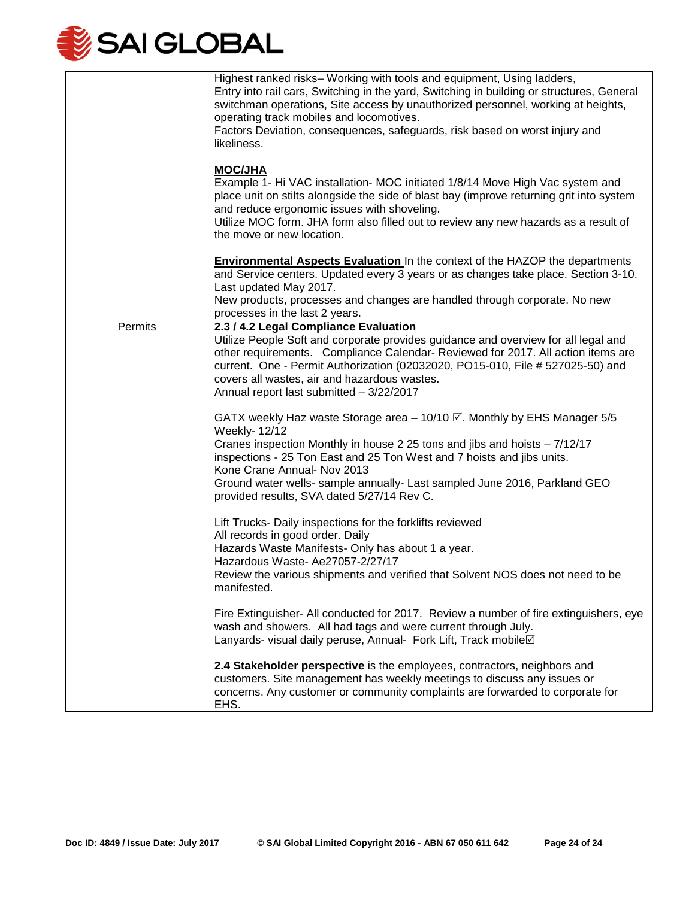| | |
|---|---|
| | Highest ranked risks– Working with tools and equipment, Using ladders,<br>Entry into rail cars, Switching in the yard, Switching in building or structures, General switchman operations, Site access by unauthorized personnel, working at heights, operating track mobiles and locomotives.<br>Factors Deviation, consequences, safeguards, risk based on worst injury and likeliness.<br><br>**MOC/JHA**<br>Example 1- Hi VAC installation- MOC initiated 1/8/14 Move High Vac system and place unit on stilts alongside the side of blast bay (improve returning grit into system and reduce ergonomic issues with shoveling.<br>Utilize MOC form. JHA form also filled out to review any new hazards as a result of the move or new location.<br><br>**Environmental Aspects Evaluation** In the context of the HAZOP the departments and Service centers. Updated every 3 years or as changes take place. Section 3-10. Last updated May 2017.<br>New products, processes and changes are handled through corporate. No new processes in the last 2 years. |
| Permits | **2.3 / 4.2 Legal Compliance Evaluation**<br>Utilize People Soft and corporate provides guidance and overview for all legal and other requirements. Compliance Calendar- Reviewed for 2017. All action items are current. One - Permit Authorization (02032020, PO15-010, File # 527025-50) and covers all wastes, air and hazardous wastes.<br>Annual report last submitted – 3/22/2017<br><br>GATX weekly Haz waste Storage area – 10/10 ☑. Monthly by EHS Manager 5/5 Weekly- 12/12<br>Cranes inspection Monthly in house 2 25 tons and jibs and hoists – 7/12/17 inspections - 25 Ton East and 25 Ton West and 7 hoists and jibs units.<br>Kone Crane Annual- Nov 2013<br>Ground water wells- sample annually- Last sampled June 2016, Parkland GEO provided results, SVA dated 5/27/14 Rev C.<br><br>Lift Trucks- Daily inspections for the forklifts reviewed<br>All records in good order. Daily<br>Hazards Waste Manifests- Only has about 1 a year.<br>Hazardous Waste- Ae27057-2/27/17<br>Review the various shipments and verified that Solvent NOS does not need to be manifested.<br><br>Fire Extinguisher- All conducted for 2017. Review a number of fire extinguishers, eye wash and showers. All had tags and were current through July.<br>Lanyards- visual daily peruse, Annual- Fork Lift, Track mobile☑<br><br>**2.4 Stakeholder perspective** is the employees, contractors, neighbors and customers. Site management has weekly meetings to discuss any issues or concerns. Any customer or community complaints are forwarded to corporate for EHS. |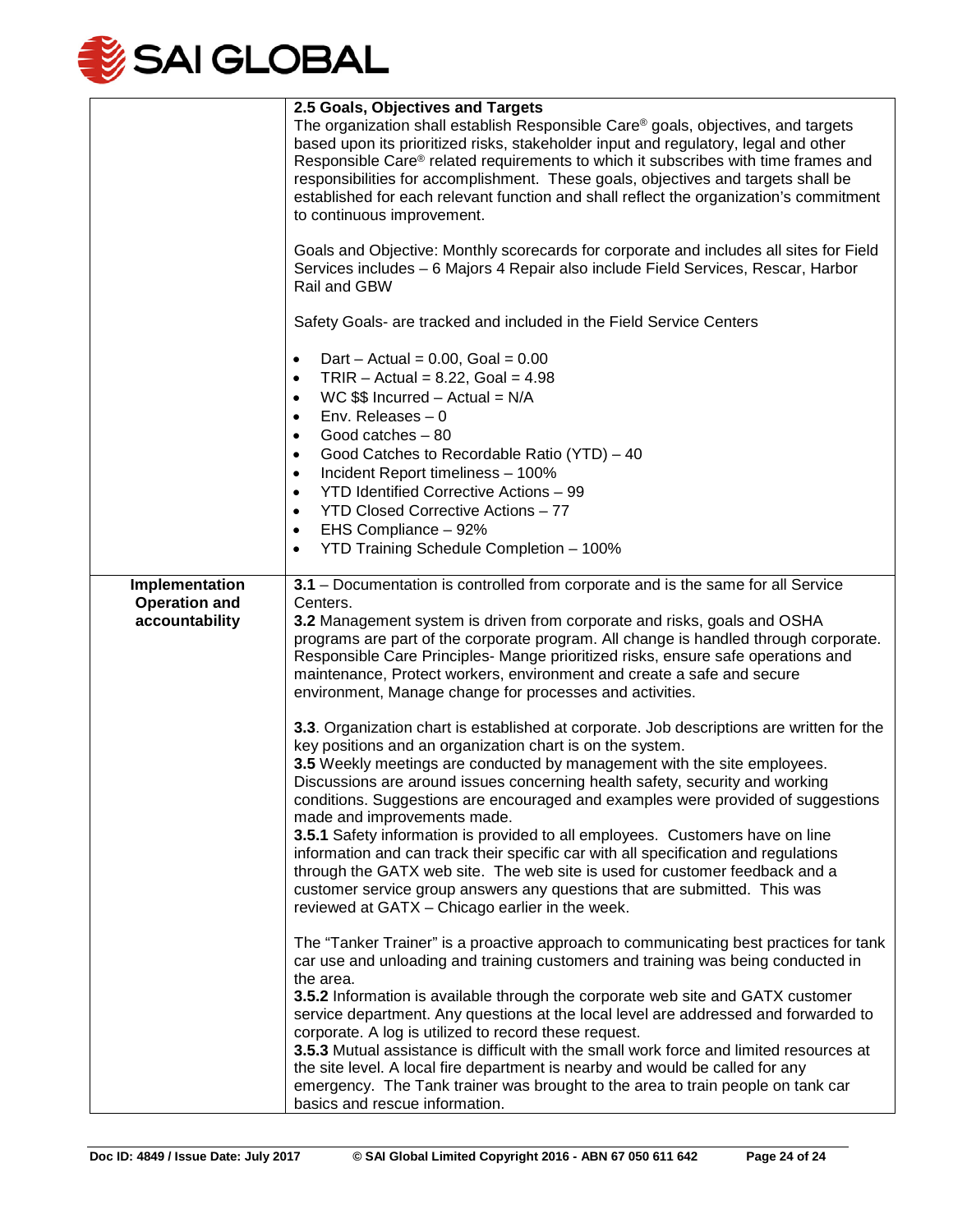| | |
|---|---|
| | **2.5 Goals, Objectives and Targets**<br>The organization shall establish Responsible Care® goals, objectives, and targets based upon its prioritized risks, stakeholder input and regulatory, legal and other Responsible Care® related requirements to which it subscribes with time frames and responsibilities for accomplishment. These goals, objectives and targets shall be established for each relevant function and shall reflect the organization's commitment to continuous improvement.<br><br>Goals and Objective: Monthly scorecards for corporate and includes all sites for Field Services includes – 6 Majors 4 Repair also include Field Services, Rescar, Harbor Rail and GBW<br><br>Safety Goals- are tracked and included in the Field Service Centers<br><br>• Dart – Actual = 0.00, Goal = 0.00<br>• TRIR – Actual = 8.22, Goal = 4.98<br>• WC $$ Incurred – Actual = N/A<br>• Env. Releases – 0<br>• Good catches – 80<br>• Good Catches to Recordable Ratio (YTD) – 40<br>• Incident Report timeliness – 100%<br>• YTD Identified Corrective Actions – 99<br>• YTD Closed Corrective Actions – 77<br>• EHS Compliance – 92%<br>• YTD Training Schedule Completion – 100% |
| **Implementation Operation and accountability** | **3.1** – Documentation is controlled from corporate and is the same for all Service Centers.<br>**3.2** Management system is driven from corporate and risks, goals and OSHA programs are part of the corporate program. All change is handled through corporate. Responsible Care Principles- Mange prioritized risks, ensure safe operations and maintenance, Protect workers, environment and create a safe and secure environment, Manage change for processes and activities.<br><br>**3.3**. Organization chart is established at corporate. Job descriptions are written for the key positions and an organization chart is on the system.<br>**3.5** Weekly meetings are conducted by management with the site employees. Discussions are around issues concerning health safety, security and working conditions. Suggestions are encouraged and examples were provided of suggestions made and improvements made.<br>**3.5.1** Safety information is provided to all employees. Customers have on line information and can track their specific car with all specification and regulations through the GATX web site. The web site is used for customer feedback and a customer service group answers any questions that are submitted. This was reviewed at GATX – Chicago earlier in the week.<br><br>The "Tanker Trainer" is a proactive approach to communicating best practices for tank car use and unloading and training customers and training was being conducted in the area.<br>**3.5.2** Information is available through the corporate web site and GATX customer service department. Any questions at the local level are addressed and forwarded to corporate. A log is utilized to record these request.<br>**3.5.3** Mutual assistance is difficult with the small work force and limited resources at the site level. A local fire department is nearby and would be called for any emergency. The Tank trainer was brought to the area to train people on tank car basics and rescue information. |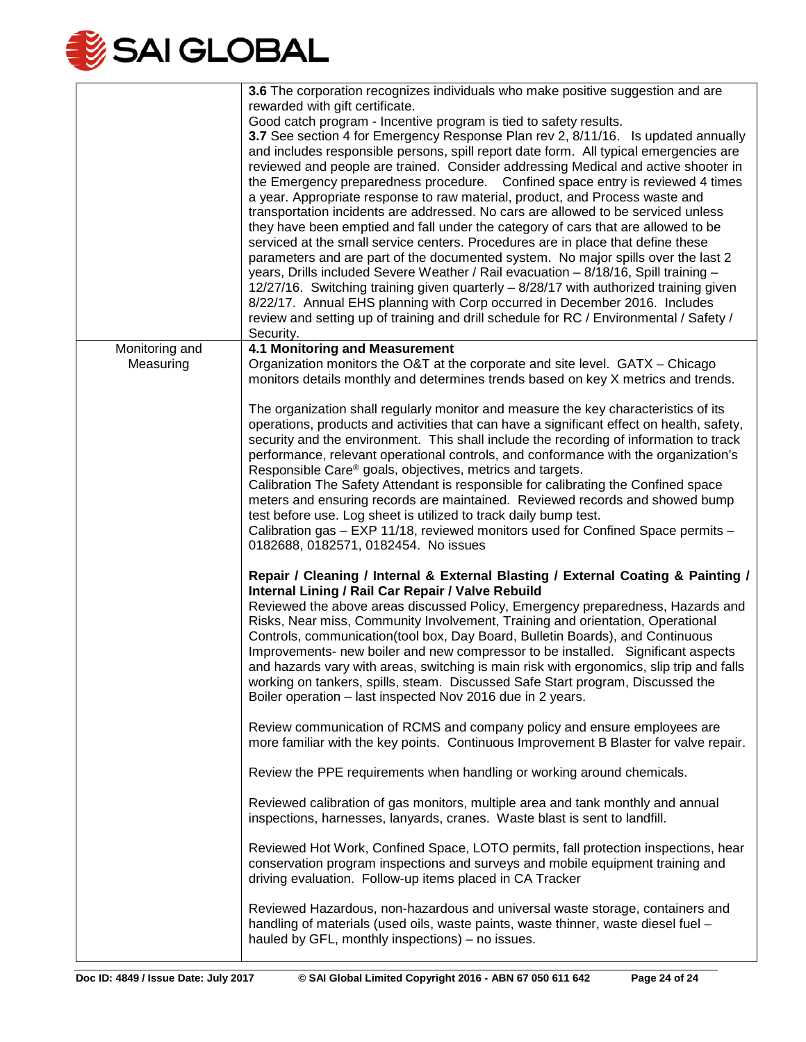| | |
|---|---|
| | **3.6** The corporation recognizes individuals who make positive suggestion and are rewarded with gift certificate.<br>Good catch program - Incentive program is tied to safety results.<br>**3.7** See section 4 for Emergency Response Plan rev 2, 8/11/16. Is updated annually and includes responsible persons, spill report date form. All typical emergencies are reviewed and people are trained. Consider addressing Medical and active shooter in the Emergency preparedness procedure. Confined space entry is reviewed 4 times a year. Appropriate response to raw material, product, and Process waste and transportation incidents are addressed. No cars are allowed to be serviced unless they have been emptied and fall under the category of cars that are allowed to be serviced at the small service centers. Procedures are in place that define these parameters and are part of the documented system. No major spills over the last 2 years, Drills included Severe Weather / Rail evacuation – 8/18/16, Spill training – 12/27/16. Switching training given quarterly – 8/28/17 with authorized training given 8/22/17. Annual EHS planning with Corp occurred in December 2016. Includes review and setting up of training and drill schedule for RC / Environmental / Safety / Security. |
| Monitoring and Measuring | **4.1 Monitoring and Measurement**<br>Organization monitors the O&T at the corporate and site level. GATX – Chicago monitors details monthly and determines trends based on key X metrics and trends.<br><br>The organization shall regularly monitor and measure the key characteristics of its operations, products and activities that can have a significant effect on health, safety, security and the environment. This shall include the recording of information to track performance, relevant operational controls, and conformance with the organization's Responsible Care® goals, objectives, metrics and targets.<br>Calibration The Safety Attendant is responsible for calibrating the Confined space meters and ensuring records are maintained. Reviewed records and showed bump test before use. Log sheet is utilized to track daily bump test.<br>Calibration gas – EXP 11/18, reviewed monitors used for Confined Space permits – 0182688, 0182571, 0182454. No issues<br><br>**Repair / Cleaning / Internal & External Blasting / External Coating & Painting / Internal Lining / Rail Car Repair / Valve Rebuild**<br>Reviewed the above areas discussed Policy, Emergency preparedness, Hazards and Risks, Near miss, Community Involvement, Training and orientation, Operational Controls, communication(tool box, Day Board, Bulletin Boards), and Continuous Improvements- new boiler and new compressor to be installed. Significant aspects and hazards vary with areas, switching is main risk with ergonomics, slip trip and falls working on tankers, spills, steam. Discussed Safe Start program, Discussed the Boiler operation – last inspected Nov 2016 due in 2 years.<br><br>Review communication of RCMS and company policy and ensure employees are more familiar with the key points. Continuous Improvement B Blaster for valve repair.<br><br>Review the PPE requirements when handling or working around chemicals.<br><br>Reviewed calibration of gas monitors, multiple area and tank monthly and annual inspections, harnesses, lanyards, cranes. Waste blast is sent to landfill.<br><br>Reviewed Hot Work, Confined Space, LOTO permits, fall protection inspections, hear conservation program inspections and surveys and mobile equipment training and driving evaluation. Follow-up items placed in CA Tracker<br><br>Reviewed Hazardous, non-hazardous and universal waste storage, containers and handling of materials (used oils, waste paints, waste thinner, waste diesel fuel – hauled by GFL, monthly inspections) – no issues. |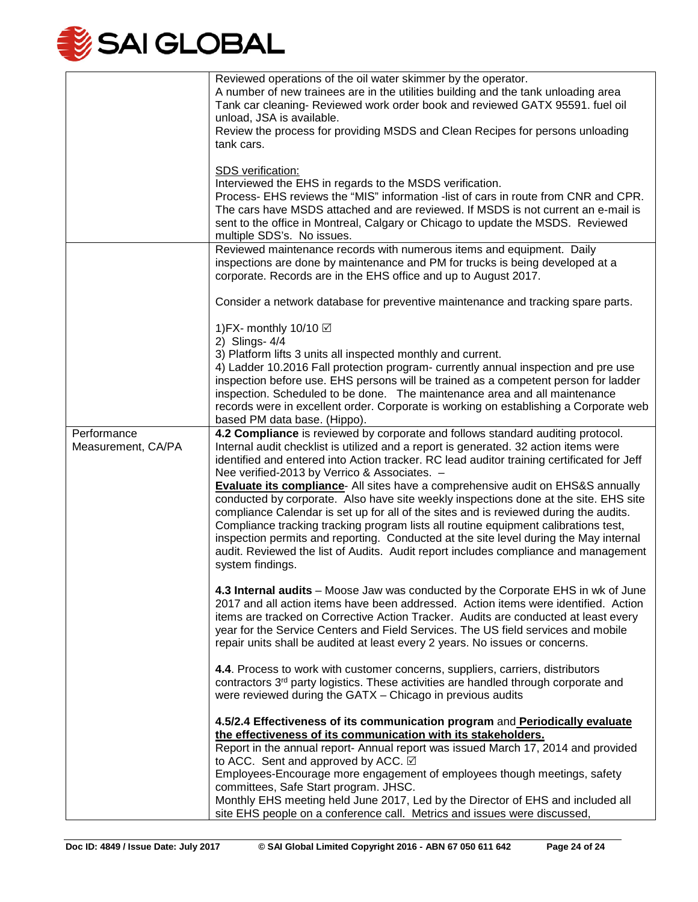| | |
|---|---|
| | Reviewed operations of the oil water skimmer by the operator.<br>A number of new trainees are in the utilities building and the tank unloading area<br>Tank car cleaning- Reviewed work order book and reviewed GATX 95591. fuel oil unload, JSA is available.<br>Review the process for providing MSDS and Clean Recipes for persons unloading tank cars.<br><br>SDS verification:<br>Interviewed the EHS in regards to the MSDS verification.<br>Process- EHS reviews the "MIS" information -list of cars in route from CNR and CPR. The cars have MSDS attached and are reviewed. If MSDS is not current an e-mail is sent to the office in Montreal, Calgary or Chicago to update the MSDS. Reviewed multiple SDS's. No issues. |
| | Reviewed maintenance records with numerous items and equipment. Daily inspections are done by maintenance and PM for trucks is being developed at a corporate. Records are in the EHS office and up to August 2017.<br><br>Consider a network database for preventive maintenance and tracking spare parts.<br><br>1)FX- monthly 10/10 ☑<br>2) Slings- 4/4<br>3) Platform lifts 3 units all inspected monthly and current.<br>4) Ladder 10.2016 Fall protection program- currently annual inspection and pre use inspection before use. EHS persons will be trained as a competent person for ladder inspection. Scheduled to be done. The maintenance area and all maintenance records were in excellent order. Corporate is working on establishing a Corporate web based PM data base. (Hippo). |
| Performance Measurement, CA/PA | **4.2 Compliance** is reviewed by corporate and follows standard auditing protocol. Internal audit checklist is utilized and a report is generated. 32 action items were identified and entered into Action tracker. RC lead auditor training certificated for Jeff Nee verified-2013 by Verrico & Associates. –<br>**<u>Evaluate its compliance</u>**- All sites have a comprehensive audit on EHS&S annually conducted by corporate. Also have site weekly inspections done at the site. EHS site compliance Calendar is set up for all of the sites and is reviewed during the audits. Compliance tracking tracking program lists all routine equipment calibrations test, inspection permits and reporting. Conducted at the site level during the May internal audit. Reviewed the list of Audits. Audit report includes compliance and management system findings.<br><br>**4.3 Internal audits** – Moose Jaw was conducted by the Corporate EHS in wk of June 2017 and all action items have been addressed. Action items were identified. Action items are tracked on Corrective Action Tracker. Audits are conducted at least every year for the Service Centers and Field Services. The US field services and mobile repair units shall be audited at least every 2 years. No issues or concerns.<br><br>**4.4**. Process to work with customer concerns, suppliers, carriers, distributors contractors 3rd party logistics. These activities are handled through corporate and were reviewed during the GATX – Chicago in previous audits<br><br>**4.5/2.4 Effectiveness of its communication program** and **<u>Periodically evaluate the effectiveness of its communication with its stakeholders.</u>**<br>Report in the annual report- Annual report was issued March 17, 2014 and provided to ACC. Sent and approved by ACC. ☑<br>Employees-Encourage more engagement of employees though meetings, safety committees, Safe Start program. JHSC.<br>Monthly EHS meeting held June 2017, Led by the Director of EHS and included all site EHS people on a conference call. Metrics and issues were discussed, |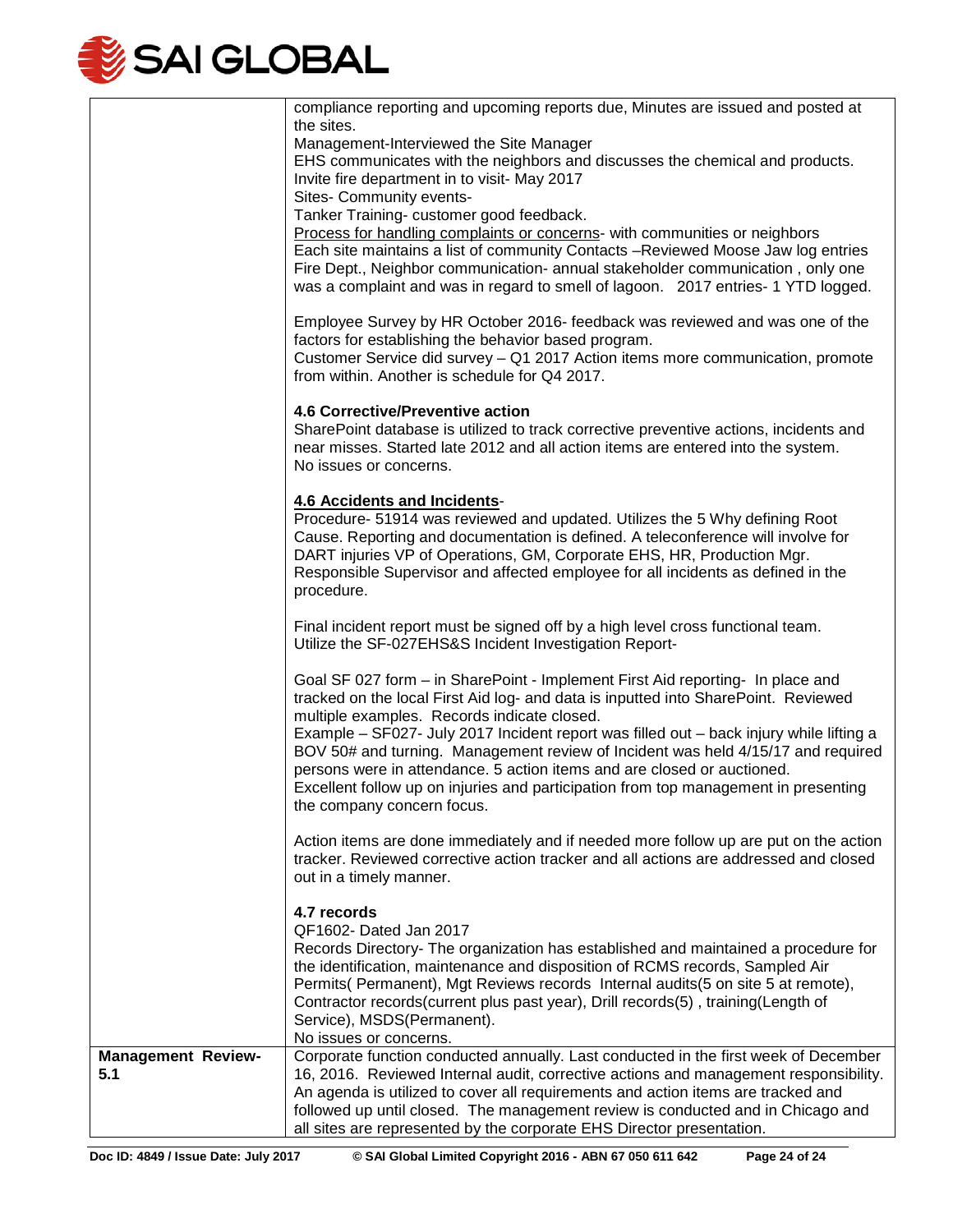| | |
|---|---|
| | compliance reporting and upcoming reports due, Minutes are issued and posted at the sites.<br>Management-Interviewed the Site Manager<br>EHS communicates with the neighbors and discusses the chemical and products.<br>Invite fire department in to visit- May 2017<br>Sites- Community events-<br>Tanker Training- customer good feedback.<br>Process for handling complaints or concerns- with communities or neighbors<br>Each site maintains a list of community Contacts –Reviewed Moose Jaw log entries Fire Dept., Neighbor communication- annual stakeholder communication , only one was a complaint and was in regard to smell of lagoon. 2017 entries- 1 YTD logged.<br><br>Employee Survey by HR October 2016- feedback was reviewed and was one of the factors for establishing the behavior based program.<br>Customer Service did survey – Q1 2017 Action items more communication, promote from within. Another is schedule for Q4 2017.<br><br>**4.6 Corrective/Preventive action**<br>SharePoint database is utilized to track corrective preventive actions, incidents and near misses. Started late 2012 and all action items are entered into the system.<br>No issues or concerns.<br><br>**4.6 Accidents and Incidents**-<br>Procedure- 51914 was reviewed and updated. Utilizes the 5 Why defining Root Cause. Reporting and documentation is defined. A teleconference will involve for DART injuries VP of Operations, GM, Corporate EHS, HR, Production Mgr. Responsible Supervisor and affected employee for all incidents as defined in the procedure.<br><br>Final incident report must be signed off by a high level cross functional team.<br>Utilize the SF-027EHS&S Incident Investigation Report-<br><br>Goal SF 027 form – in SharePoint - Implement First Aid reporting- In place and tracked on the local First Aid log- and data is inputted into SharePoint. Reviewed multiple examples. Records indicate closed.<br>Example – SF027- July 2017 Incident report was filled out – back injury while lifting a BOV 50# and turning. Management review of Incident was held 4/15/17 and required persons were in attendance. 5 action items and are closed or auctioned.<br>Excellent follow up on injuries and participation from top management in presenting the company concern focus.<br><br>Action items are done immediately and if needed more follow up are put on the action tracker. Reviewed corrective action tracker and all actions are addressed and closed out in a timely manner.<br><br>**4.7 records**<br>QF1602- Dated Jan 2017<br>Records Directory- The organization has established and maintained a procedure for the identification, maintenance and disposition of RCMS records, Sampled Air Permits( Permanent), Mgt Reviews records Internal audits(5 on site 5 at remote), Contractor records(current plus past year), Drill records(5) , training(Length of Service), MSDS(Permanent).<br>No issues or concerns. |
| **Management Review- 5.1** | Corporate function conducted annually. Last conducted in the first week of December 16, 2016. Reviewed Internal audit, corrective actions and management responsibility. An agenda is utilized to cover all requirements and action items are tracked and followed up until closed. The management review is conducted and in Chicago and all sites are represented by the corporate EHS Director presentation. |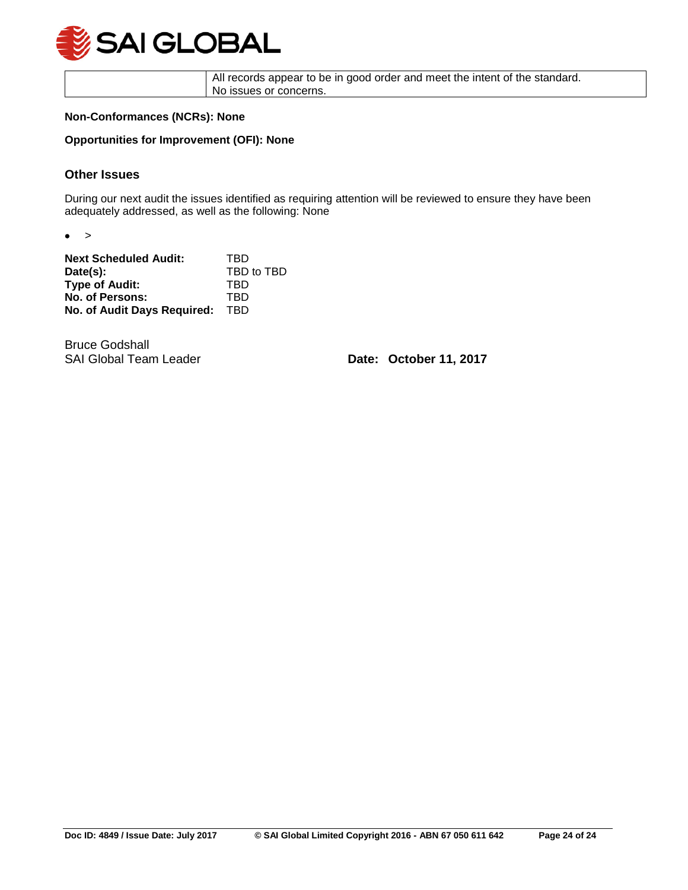| | |
|---|---|
| | All records appear to be in good order and meet the intent of the standard. No issues or concerns. |

**Non-Conformances (NCRs): None**

**Opportunities for Improvement (OFI): None**

### Other Issues

During our next audit the issues identified as requiring attention will be reviewed to ensure they have been adequately addressed, as well as the following: None

- >

| | |
|---|---|
| **Next Scheduled Audit:** | TBD |
| **Date(s):** | TBD to TBD |
| **Type of Audit:** | TBD |
| **No. of Persons:** | TBD |
| **No. of Audit Days Required:** | TBD |

Bruce Godshall
SAI Global Team Leader

**Date: October 11, 2017**